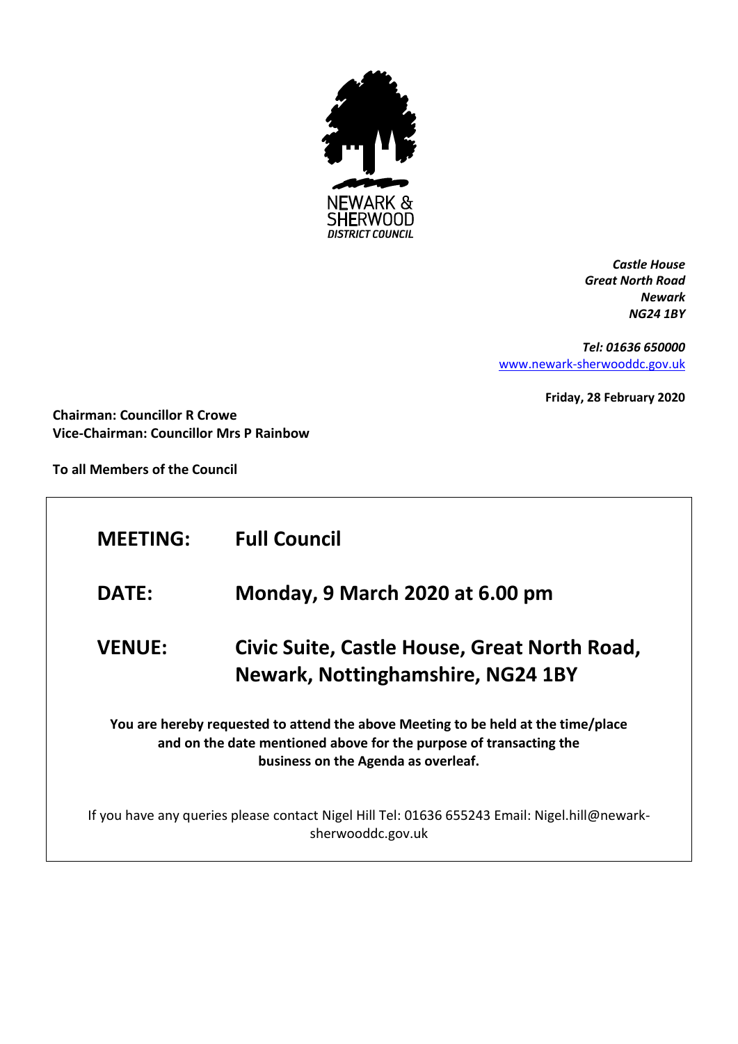NEWARK & SHERWOOD DISTRICT COUNCIL

*Castle House*
*Great North Road*
*Newark*
*NG24 1BY*

*Tel: 01636 650000*
[www.newark-sherwooddc.gov.uk](http://www.newark-sherwooddc.gov.uk)

**Friday, 28 February 2020**

**Chairman: Councillor R Crowe**
**Vice-Chairman: Councillor Mrs P Rainbow**

**To all Members of the Council**

| | |
|---|---|
| **MEETING:** | **Full Council** |
| **DATE:** | **Monday, 9 March 2020 at 6.00 pm** |
| **VENUE:** | **Civic Suite, Castle House, Great North Road, Newark, Nottinghamshire, NG24 1BY** |

**You are hereby requested to attend the above Meeting to be held at the time/place and on the date mentioned above for the purpose of transacting the business on the Agenda as overleaf.**

If you have any queries please contact Nigel Hill Tel: 01636 655243 Email: Nigel.hill@newark-sherwooddc.gov.uk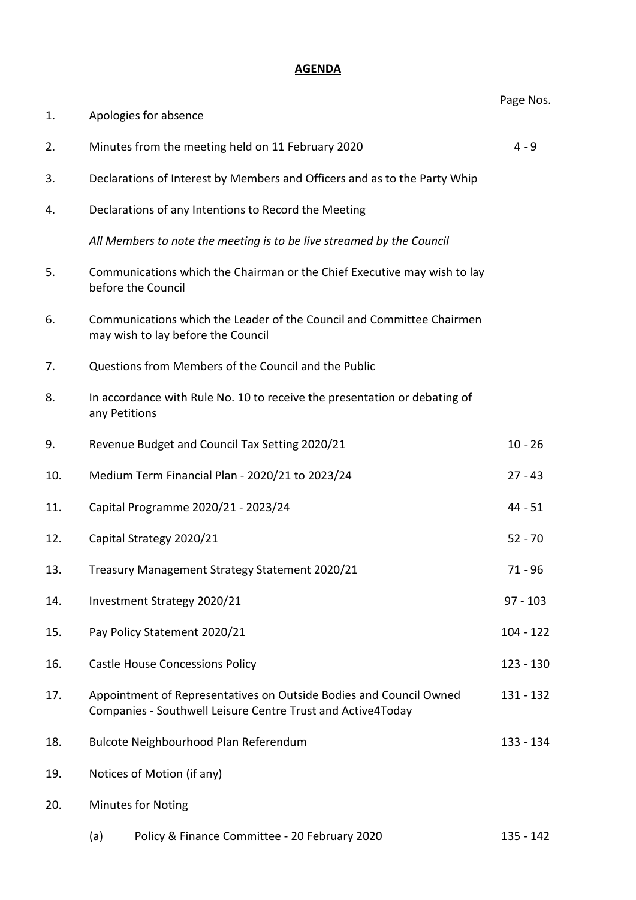# AGENDA

| | | Page Nos. |
|---|---|---|
| 1. | Apologies for absence | |
| 2. | Minutes from the meeting held on 11 February 2020 | 4 - 9 |
| 3. | Declarations of Interest by Members and Officers and as to the Party Whip | |
| 4. | Declarations of any Intentions to Record the Meeting | |
| | *All Members to note the meeting is to be live streamed by the Council* | |
| 5. | Communications which the Chairman or the Chief Executive may wish to lay before the Council | |
| 6. | Communications which the Leader of the Council and Committee Chairmen may wish to lay before the Council | |
| 7. | Questions from Members of the Council and the Public | |
| 8. | In accordance with Rule No. 10 to receive the presentation or debating of any Petitions | |
| 9. | Revenue Budget and Council Tax Setting 2020/21 | 10 - 26 |
| 10. | Medium Term Financial Plan - 2020/21 to 2023/24 | 27 - 43 |
| 11. | Capital Programme 2020/21 - 2023/24 | 44 - 51 |
| 12. | Capital Strategy 2020/21 | 52 - 70 |
| 13. | Treasury Management Strategy Statement 2020/21 | 71 - 96 |
| 14. | Investment Strategy 2020/21 | 97 - 103 |
| 15. | Pay Policy Statement 2020/21 | 104 - 122 |
| 16. | Castle House Concessions Policy | 123 - 130 |
| 17. | Appointment of Representatives on Outside Bodies and Council Owned Companies - Southwell Leisure Centre Trust and Active4Today | 131 - 132 |
| 18. | Bulcote Neighbourhood Plan Referendum | 133 - 134 |
| 19. | Notices of Motion (if any) | |
| 20. | Minutes for Noting | |
| | (a) Policy & Finance Committee - 20 February 2020 | 135 - 142 |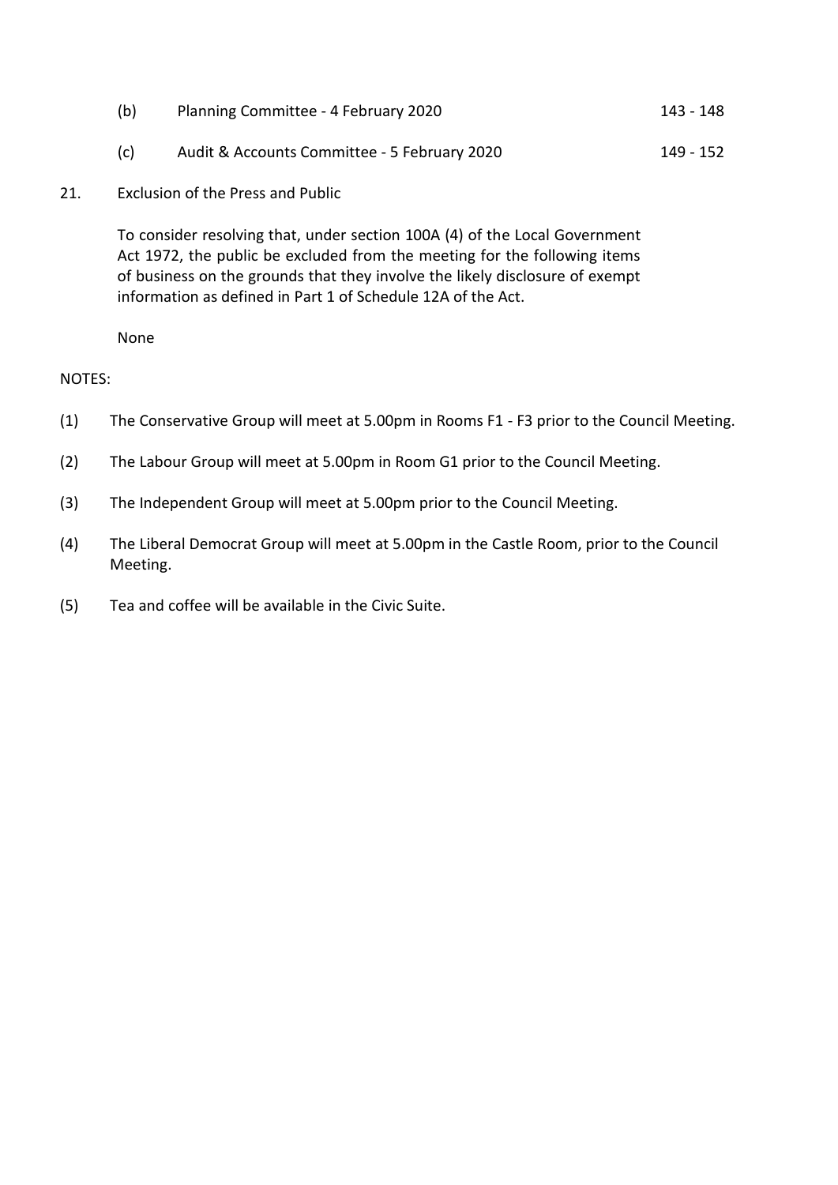(b) Planning Committee - 4 February 2020 143 - 148

(c) Audit & Accounts Committee - 5 February 2020 149 - 152

21. Exclusion of the Press and Public

To consider resolving that, under section 100A (4) of the Local Government Act 1972, the public be excluded from the meeting for the following items of business on the grounds that they involve the likely disclosure of exempt information as defined in Part 1 of Schedule 12A of the Act.

None

NOTES:

(1) The Conservative Group will meet at 5.00pm in Rooms F1 - F3 prior to the Council Meeting.

(2) The Labour Group will meet at 5.00pm in Room G1 prior to the Council Meeting.

(3) The Independent Group will meet at 5.00pm prior to the Council Meeting.

(4) The Liberal Democrat Group will meet at 5.00pm in the Castle Room, prior to the Council Meeting.

(5) Tea and coffee will be available in the Civic Suite.